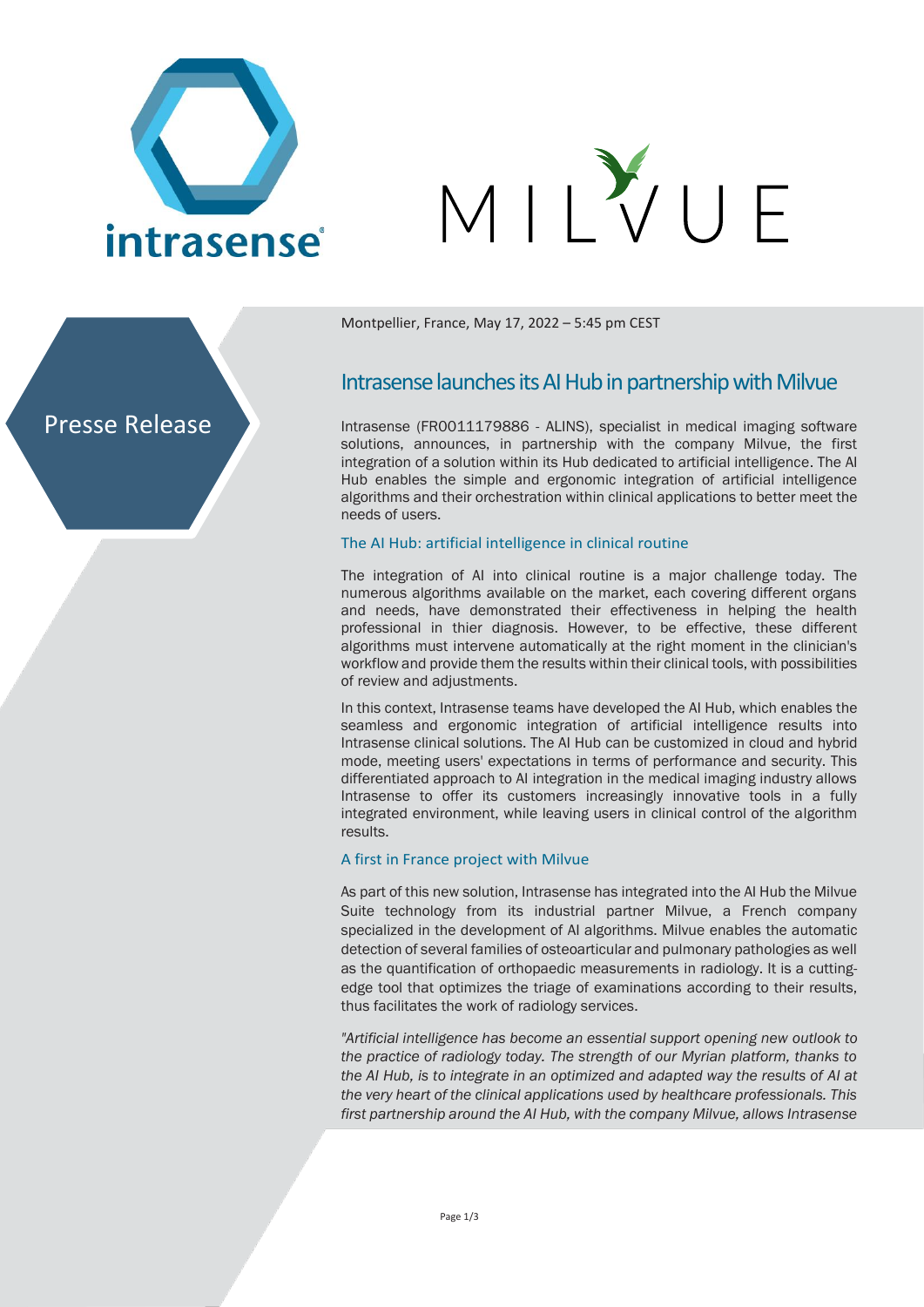Presse Release

Montpellier, France, May 17, 2022 – 5:45 pm CEST

# Intrasense launches its AI Hub in partnership with Milvue

Intrasense (FR0011179886 - ALINS), specialist in medical imaging software solutions, announces, in partnership with the company Milvue, the first integration of a solution within its Hub dedicated to artificial intelligence. The AI Hub enables the simple and ergonomic integration of artificial intelligence algorithms and their orchestration within clinical applications to better meet the needs of users.

## The AI Hub: artificial intelligence in clinical routine

The integration of AI into clinical routine is a major challenge today. The numerous algorithms available on the market, each covering different organs and needs, have demonstrated their effectiveness in helping the health professional in thier diagnosis. However, to be effective, these different algorithms must intervene automatically at the right moment in the clinician's workflow and provide them the results within their clinical tools, with possibilities of review and adjustments.

In this context, Intrasense teams have developed the AI Hub, which enables the seamless and ergonomic integration of artificial intelligence results into Intrasense clinical solutions. The AI Hub can be customized in cloud and hybrid mode, meeting users' expectations in terms of performance and security. This differentiated approach to AI integration in the medical imaging industry allows Intrasense to offer its customers increasingly innovative tools in a fully integrated environment, while leaving users in clinical control of the algorithm results.

## A first in France project with Milvue

As part of this new solution, Intrasense has integrated into the AI Hub the Milvue Suite technology from its industrial partner Milvue, a French company specialized in the development of AI algorithms. Milvue enables the automatic detection of several families of osteoarticular and pulmonary pathologies as well as the quantification of orthopaedic measurements in radiology. It is a cutting-edge tool that optimizes the triage of examinations according to their results, thus facilitates the work of radiology services.

*"Artificial intelligence has become an essential support opening new outlook to the practice of radiology today. The strength of our Myrian platform, thanks to the AI Hub, is to integrate in an optimized and adapted way the results of AI at the very heart of the clinical applications used by healthcare professionals. This first partnership around the AI Hub, with the company Milvue, allows Intrasense*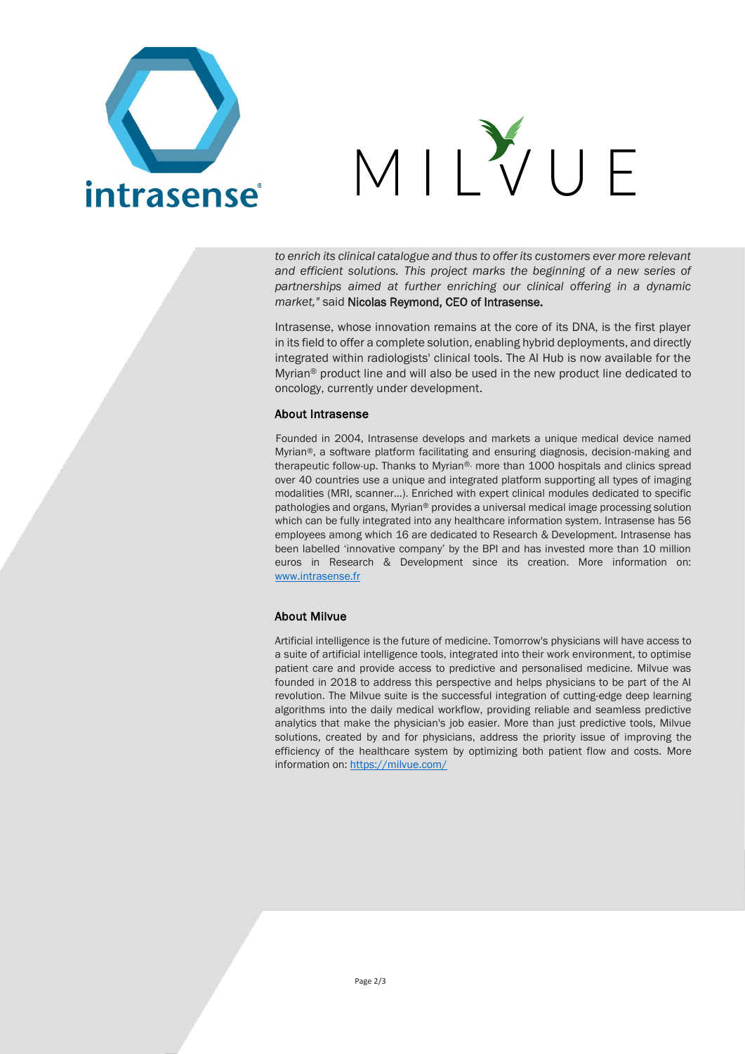*to enrich its clinical catalogue and thus to offer its customers ever more relevant and efficient solutions. This project marks the beginning of a new series of partnerships aimed at further enriching our clinical offering in a dynamic market,"* said **Nicolas Reymond, CEO of Intrasense.**

Intrasense, whose innovation remains at the core of its DNA, is the first player in its field to offer a complete solution, enabling hybrid deployments, and directly integrated within radiologists' clinical tools. The AI Hub is now available for the Myrian® product line and will also be used in the new product line dedicated to oncology, currently under development.

### About Intrasense

Founded in 2004, Intrasense develops and markets a unique medical device named Myrian®, a software platform facilitating and ensuring diagnosis, decision-making and therapeutic follow-up. Thanks to Myrian®, more than 1000 hospitals and clinics spread over 40 countries use a unique and integrated platform supporting all types of imaging modalities (MRI, scanner…). Enriched with expert clinical modules dedicated to specific pathologies and organs, Myrian® provides a universal medical image processing solution which can be fully integrated into any healthcare information system. Intrasense has 56 employees among which 16 are dedicated to Research & Development. Intrasense has been labelled 'innovative company' by the BPI and has invested more than 10 million euros in Research & Development since its creation. More information on: www.intrasense.fr

### About Milvue

Artificial intelligence is the future of medicine. Tomorrow's physicians will have access to a suite of artificial intelligence tools, integrated into their work environment, to optimise patient care and provide access to predictive and personalised medicine. Milvue was founded in 2018 to address this perspective and helps physicians to be part of the AI revolution. The Milvue suite is the successful integration of cutting-edge deep learning algorithms into the daily medical workflow, providing reliable and seamless predictive analytics that make the physician's job easier. More than just predictive tools, Milvue solutions, created by and for physicians, address the priority issue of improving the efficiency of the healthcare system by optimizing both patient flow and costs. More information on: https://milvue.com/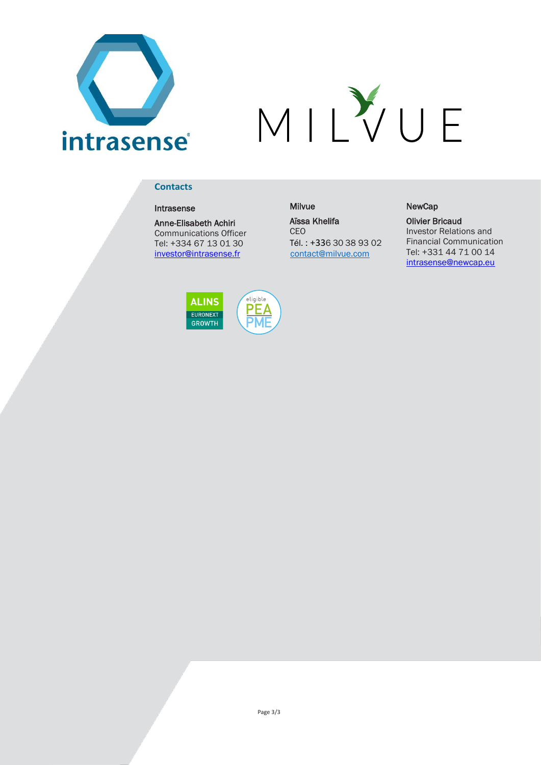## Contacts

**Intrasense**

**Anne-Elisabeth Achiri**
Communications Officer
Tel: +334 67 13 01 30
investor@intrasense.fr

**Milvue**

**Aïssa Khelifa**
CEO
Tél. : +336 30 38 93 02
contact@milvue.com

**NewCap**

**Olivier Bricaud**
Investor Relations and Financial Communication
Tel: +331 44 71 00 14
intrasense@newcap.eu